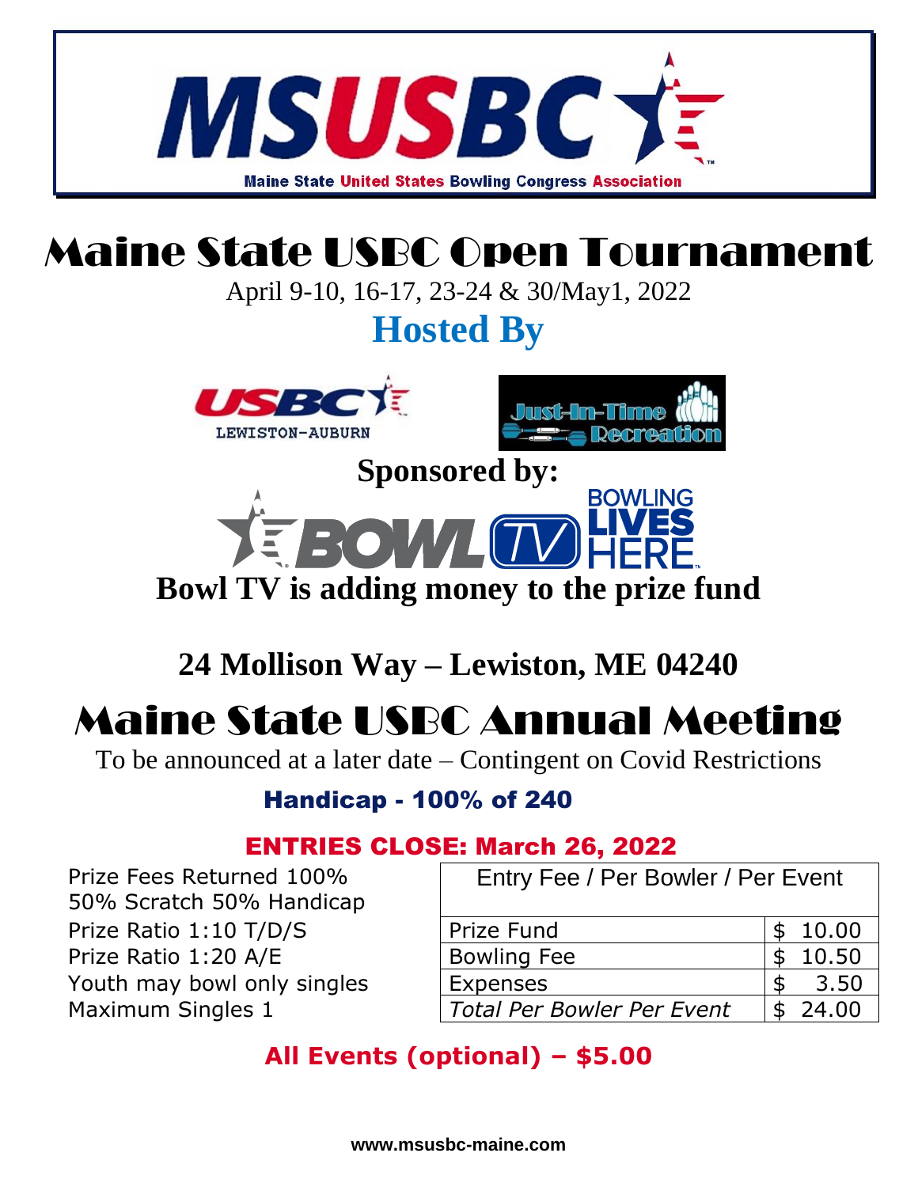# MSUSBC

Maine State United States Bowling Congress Association

# Maine State USBC Open Tournament

April 9-10, 16-17, 23-24 & 30/May1, 2022

## Hosted By

USBC LEWISTON-AUBURN

Just-In-Time Recreation

**Sponsored by:**

BOWL TV BOWLING LIVES HERE.

**Bowl TV is adding money to the prize fund**

## 24 Mollison Way – Lewiston, ME 04240

# Maine State USBC Annual Meeting

To be announced at a later date – Contingent on Covid Restrictions

**Handicap - 100% of 240**

**ENTRIES CLOSE: March 26, 2022**

Prize Fees Returned 100%
50% Scratch 50% Handicap
Prize Ratio 1:10 T/D/S
Prize Ratio 1:20 A/E
Youth may bowl only singles
Maximum Singles 1

| Entry Fee / Per Bowler / Per Event | |
|---|---|
| Prize Fund | $ 10.00 |
| Bowling Fee | $ 10.50 |
| Expenses | $ 3.50 |
| *Total Per Bowler Per Event* | $ 24.00 |

**All Events (optional) – $5.00**

www.msusbc-maine.com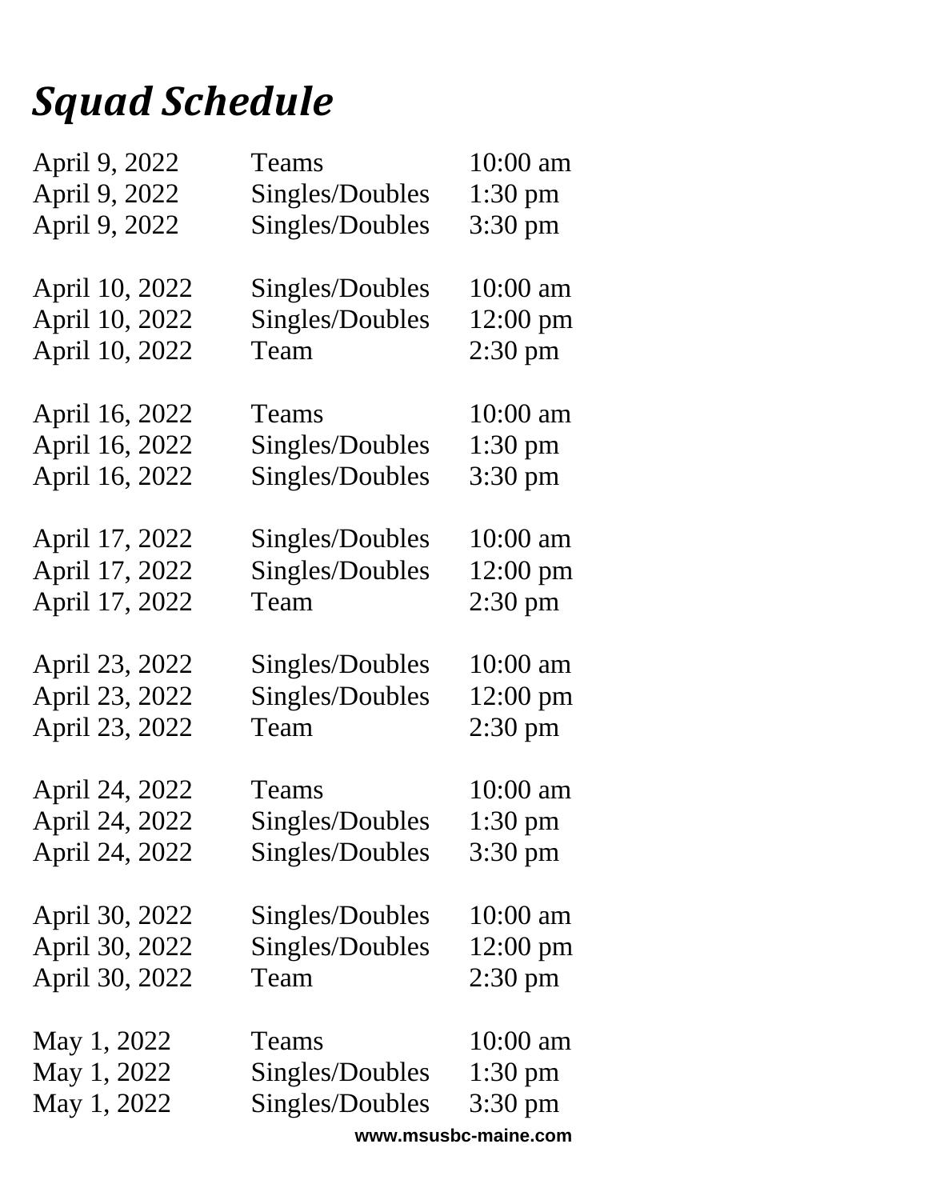# *Squad Schedule*

| | | |
|---|---|---|
| April 9, 2022 | Teams | 10:00 am |
| April 9, 2022 | Singles/Doubles | 1:30 pm |
| April 9, 2022 | Singles/Doubles | 3:30 pm |
| April 10, 2022 | Singles/Doubles | 10:00 am |
| April 10, 2022 | Singles/Doubles | 12:00 pm |
| April 10, 2022 | Team | 2:30 pm |
| April 16, 2022 | Teams | 10:00 am |
| April 16, 2022 | Singles/Doubles | 1:30 pm |
| April 16, 2022 | Singles/Doubles | 3:30 pm |
| April 17, 2022 | Singles/Doubles | 10:00 am |
| April 17, 2022 | Singles/Doubles | 12:00 pm |
| April 17, 2022 | Team | 2:30 pm |
| April 23, 2022 | Singles/Doubles | 10:00 am |
| April 23, 2022 | Singles/Doubles | 12:00 pm |
| April 23, 2022 | Team | 2:30 pm |
| April 24, 2022 | Teams | 10:00 am |
| April 24, 2022 | Singles/Doubles | 1:30 pm |
| April 24, 2022 | Singles/Doubles | 3:30 pm |
| April 30, 2022 | Singles/Doubles | 10:00 am |
| April 30, 2022 | Singles/Doubles | 12:00 pm |
| April 30, 2022 | Team | 2:30 pm |
| May 1, 2022 | Teams | 10:00 am |
| May 1, 2022 | Singles/Doubles | 1:30 pm |
| May 1, 2022 | Singles/Doubles | 3:30 pm |

**www.msusbc-maine.com**